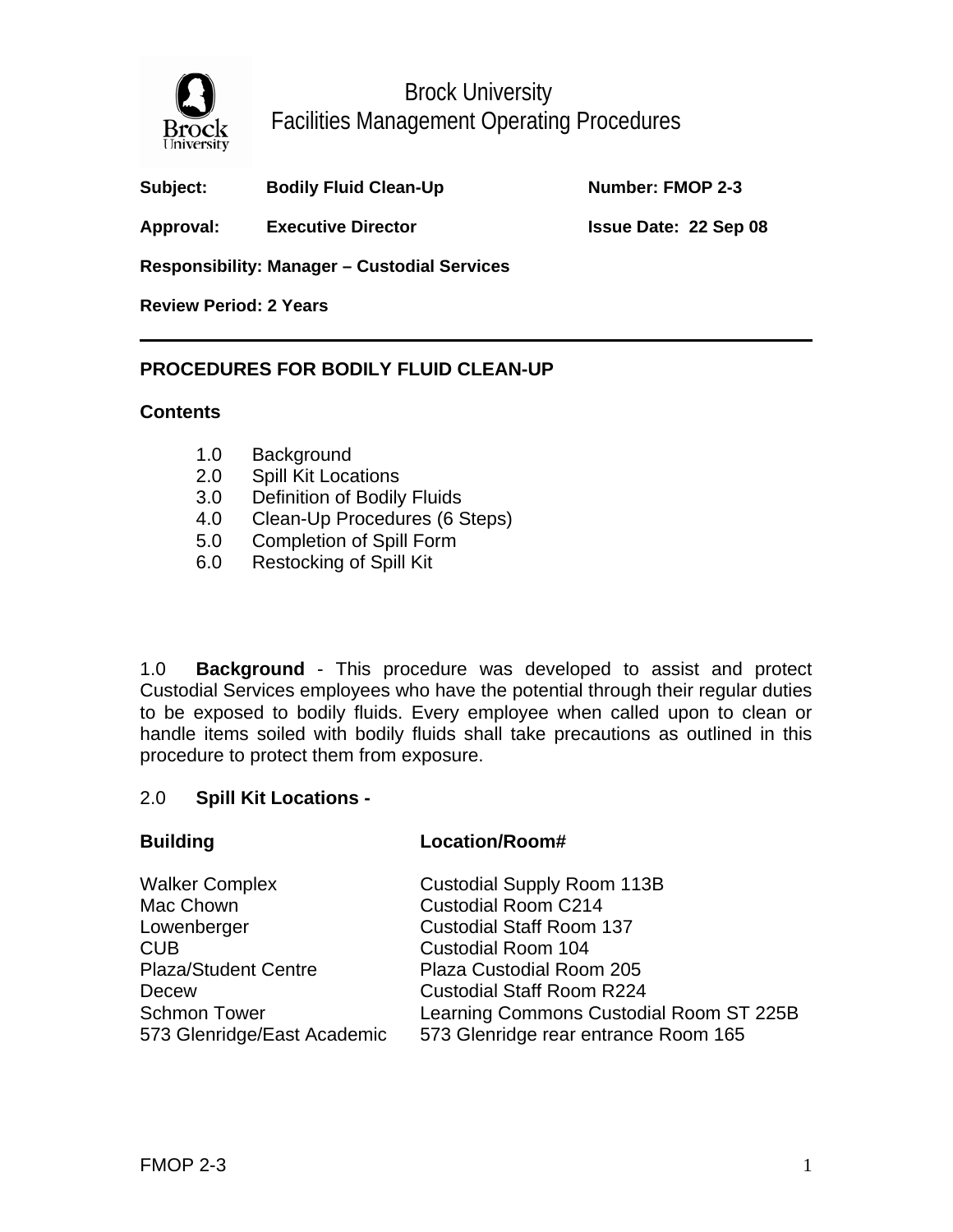# Brock University
## Facilities Management Operating Procedures

| | | |
|---|---|---|
| **Subject:** | **Bodily Fluid Clean-Up** | **Number: FMOP 2-3** |
| **Approval:** | **Executive Director** | **Issue Date: 22 Sep 08** |

**Responsibility: Manager – Custodial Services**

**Review Period: 2 Years**

---

## PROCEDURES FOR BODILY FLUID CLEAN-UP

### Contents

1.0 Background
2.0 Spill Kit Locations
3.0 Definition of Bodily Fluids
4.0 Clean-Up Procedures (6 Steps)
5.0 Completion of Spill Form
6.0 Restocking of Spill Kit

1.0 **Background** - This procedure was developed to assist and protect Custodial Services employees who have the potential through their regular duties to be exposed to bodily fluids. Every employee when called upon to clean or handle items soiled with bodily fluids shall take precautions as outlined in this procedure to protect them from exposure.

2.0 **Spill Kit Locations -**

| **Building** | **Location/Room#** |
|---|---|
| Walker Complex | Custodial Supply Room 113B |
| Mac Chown | Custodial Room C214 |
| Lowenberger | Custodial Staff Room 137 |
| CUB | Custodial Room 104 |
| Plaza/Student Centre | Plaza Custodial Room 205 |
| Decew | Custodial Staff Room R224 |
| Schmon Tower | Learning Commons Custodial Room ST 225B |
| 573 Glenridge/East Academic | 573 Glenridge rear entrance Room 165 |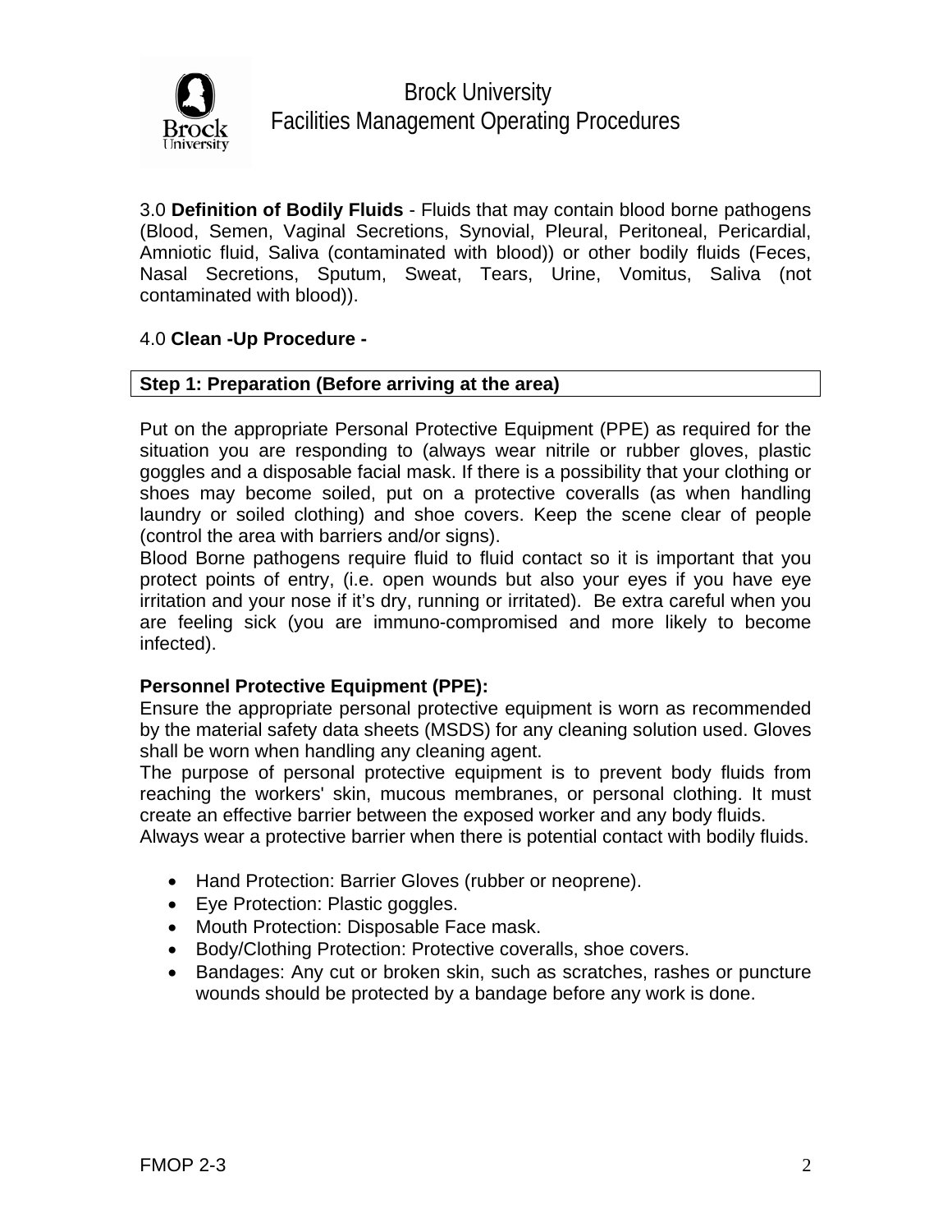3.0 **Definition of Bodily Fluids** - Fluids that may contain blood borne pathogens (Blood, Semen, Vaginal Secretions, Synovial, Pleural, Peritoneal, Pericardial, Amniotic fluid, Saliva (contaminated with blood)) or other bodily fluids (Feces, Nasal Secretions, Sputum, Sweat, Tears, Urine, Vomitus, Saliva (not contaminated with blood)).

4.0 **Clean -Up Procedure -**

**Step 1: Preparation (Before arriving at the area)**

Put on the appropriate Personal Protective Equipment (PPE) as required for the situation you are responding to (always wear nitrile or rubber gloves, plastic goggles and a disposable facial mask. If there is a possibility that your clothing or shoes may become soiled, put on a protective coveralls (as when handling laundry or soiled clothing) and shoe covers. Keep the scene clear of people (control the area with barriers and/or signs).

Blood Borne pathogens require fluid to fluid contact so it is important that you protect points of entry, (i.e. open wounds but also your eyes if you have eye irritation and your nose if it's dry, running or irritated). Be extra careful when you are feeling sick (you are immuno-compromised and more likely to become infected).

**Personnel Protective Equipment (PPE):**

Ensure the appropriate personal protective equipment is worn as recommended by the material safety data sheets (MSDS) for any cleaning solution used. Gloves shall be worn when handling any cleaning agent.

The purpose of personal protective equipment is to prevent body fluids from reaching the workers' skin, mucous membranes, or personal clothing. It must create an effective barrier between the exposed worker and any body fluids.

Always wear a protective barrier when there is potential contact with bodily fluids.

- Hand Protection: Barrier Gloves (rubber or neoprene).
- Eye Protection: Plastic goggles.
- Mouth Protection: Disposable Face mask.
- Body/Clothing Protection: Protective coveralls, shoe covers.
- Bandages: Any cut or broken skin, such as scratches, rashes or puncture wounds should be protected by a bandage before any work is done.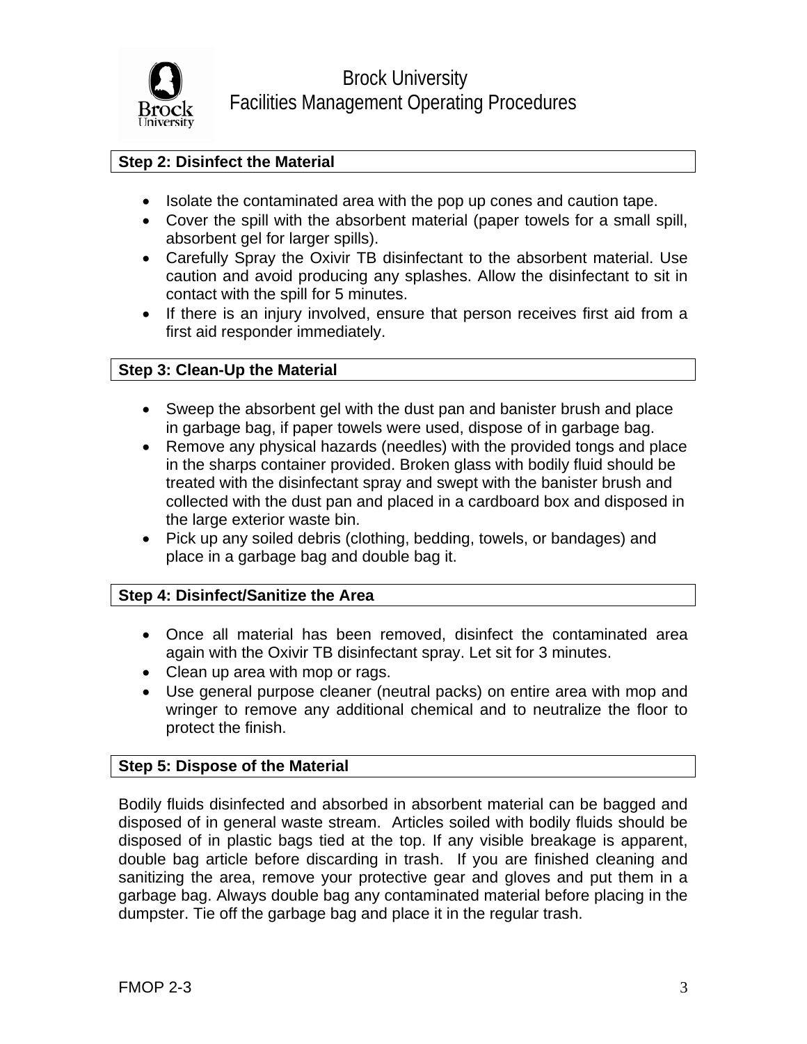### Step 2: Disinfect the Material

- Isolate the contaminated area with the pop up cones and caution tape.
- Cover the spill with the absorbent material (paper towels for a small spill, absorbent gel for larger spills).
- Carefully Spray the Oxivir TB disinfectant to the absorbent material. Use caution and avoid producing any splashes. Allow the disinfectant to sit in contact with the spill for 5 minutes.
- If there is an injury involved, ensure that person receives first aid from a first aid responder immediately.

### Step 3: Clean-Up the Material

- Sweep the absorbent gel with the dust pan and banister brush and place in garbage bag, if paper towels were used, dispose of in garbage bag.
- Remove any physical hazards (needles) with the provided tongs and place in the sharps container provided. Broken glass with bodily fluid should be treated with the disinfectant spray and swept with the banister brush and collected with the dust pan and placed in a cardboard box and disposed in the large exterior waste bin.
- Pick up any soiled debris (clothing, bedding, towels, or bandages) and place in a garbage bag and double bag it.

### Step 4: Disinfect/Sanitize the Area

- Once all material has been removed, disinfect the contaminated area again with the Oxivir TB disinfectant spray. Let sit for 3 minutes.
- Clean up area with mop or rags.
- Use general purpose cleaner (neutral packs) on entire area with mop and wringer to remove any additional chemical and to neutralize the floor to protect the finish.

### Step 5: Dispose of the Material

Bodily fluids disinfected and absorbed in absorbent material can be bagged and disposed of in general waste stream. Articles soiled with bodily fluids should be disposed of in plastic bags tied at the top. If any visible breakage is apparent, double bag article before discarding in trash. If you are finished cleaning and sanitizing the area, remove your protective gear and gloves and put them in a garbage bag. Always double bag any contaminated material before placing in the dumpster. Tie off the garbage bag and place it in the regular trash.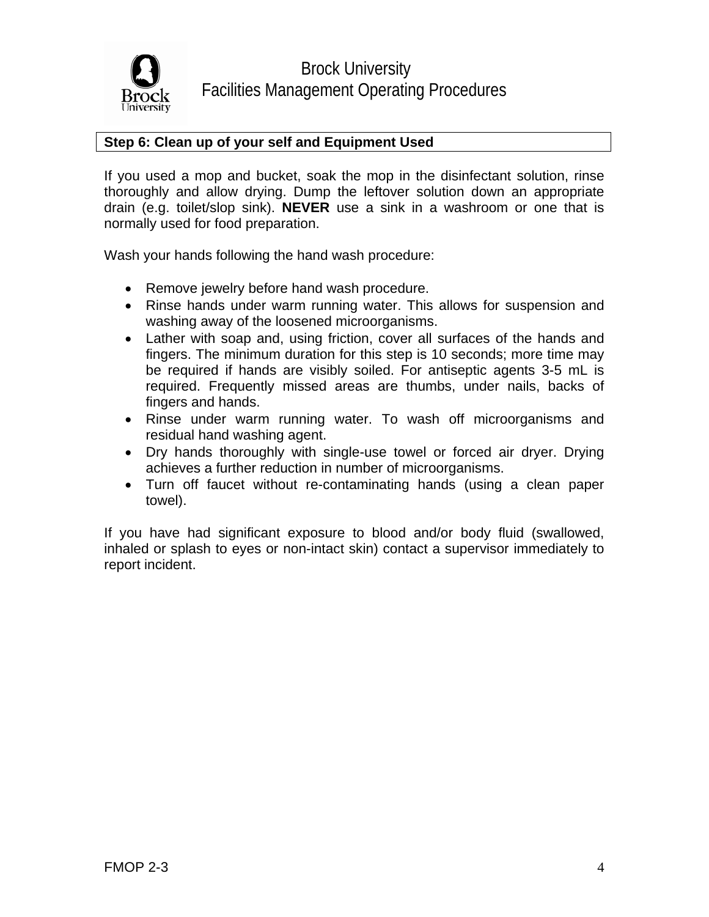## Step 6: Clean up of your self and Equipment Used

If you used a mop and bucket, soak the mop in the disinfectant solution, rinse thoroughly and allow drying. Dump the leftover solution down an appropriate drain (e.g. toilet/slop sink). **NEVER** use a sink in a washroom or one that is normally used for food preparation.

Wash your hands following the hand wash procedure:

- Remove jewelry before hand wash procedure.
- Rinse hands under warm running water. This allows for suspension and washing away of the loosened microorganisms.
- Lather with soap and, using friction, cover all surfaces of the hands and fingers. The minimum duration for this step is 10 seconds; more time may be required if hands are visibly soiled. For antiseptic agents 3-5 mL is required. Frequently missed areas are thumbs, under nails, backs of fingers and hands.
- Rinse under warm running water. To wash off microorganisms and residual hand washing agent.
- Dry hands thoroughly with single-use towel or forced air dryer. Drying achieves a further reduction in number of microorganisms.
- Turn off faucet without re-contaminating hands (using a clean paper towel).

If you have had significant exposure to blood and/or body fluid (swallowed, inhaled or splash to eyes or non-intact skin) contact a supervisor immediately to report incident.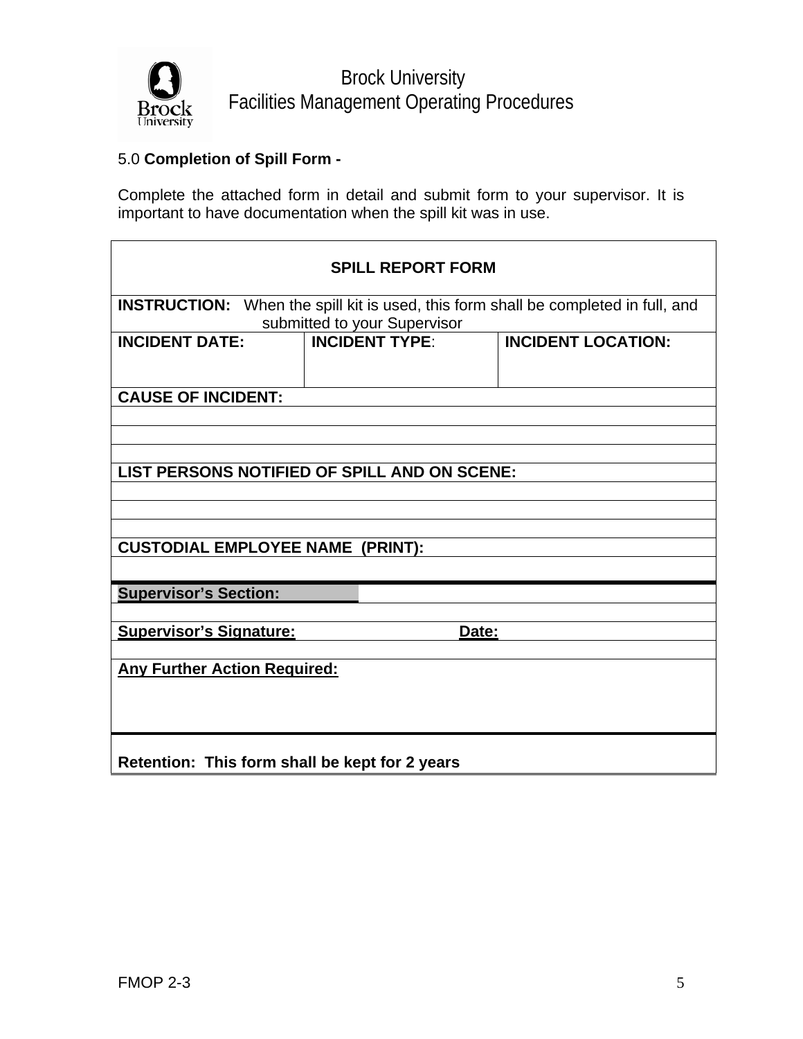5.0 **Completion of Spill Form -**

Complete the attached form in detail and submit form to your supervisor. It is important to have documentation when the spill kit was in use.

| **SPILL REPORT FORM** | | |
|---|---|---|
| **INSTRUCTION:** When the spill kit is used, this form shall be completed in full, and submitted to your Supervisor | | |
| **INCIDENT DATE:** | **INCIDENT TYPE**: | **INCIDENT LOCATION:** |
| **CAUSE OF INCIDENT:** | | |
| | | |
| | | |
| | | |
| **LIST PERSONS NOTIFIED OF SPILL AND ON SCENE:** | | |
| | | |
| | | |
| | | |
| **CUSTODIAL EMPLOYEE NAME (PRINT):** | | |
| | | |
| **Supervisor's Section:** | | |
| | | |
| **Supervisor's Signature:** | **Date:** | |
| | | |
| **Any Further Action Required:** | | |
| **Retention: This form shall be kept for 2 years** | | |

FMOP 2-3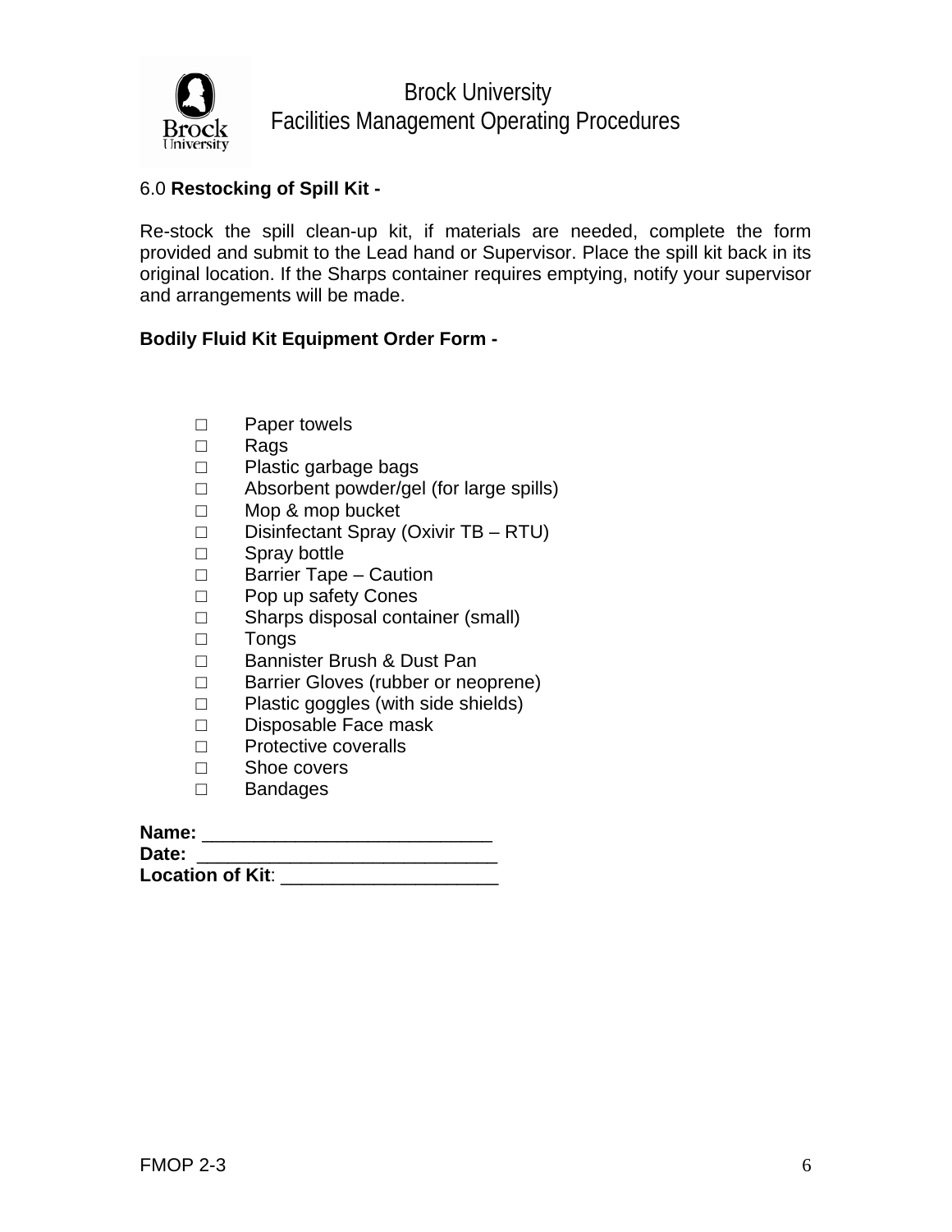6.0 **Restocking of Spill Kit -**

Re-stock the spill clean-up kit, if materials are needed, complete the form provided and submit to the Lead hand or Supervisor. Place the spill kit back in its original location. If the Sharps container requires emptying, notify your supervisor and arrangements will be made.

**Bodily Fluid Kit Equipment Order Form -**

- □ Paper towels
- □ Rags
- □ Plastic garbage bags
- □ Absorbent powder/gel (for large spills)
- □ Mop & mop bucket
- □ Disinfectant Spray (Oxivir TB – RTU)
- □ Spray bottle
- □ Barrier Tape – Caution
- □ Pop up safety Cones
- □ Sharps disposal container (small)
- □ Tongs
- □ Bannister Brush & Dust Pan
- □ Barrier Gloves (rubber or neoprene)
- □ Plastic goggles (with side shields)
- □ Disposable Face mask
- □ Protective coveralls
- □ Shoe covers
- □ Bandages

**Name:** ___________________________
**Date:** ____________________________
**Location of Kit**: ____________________